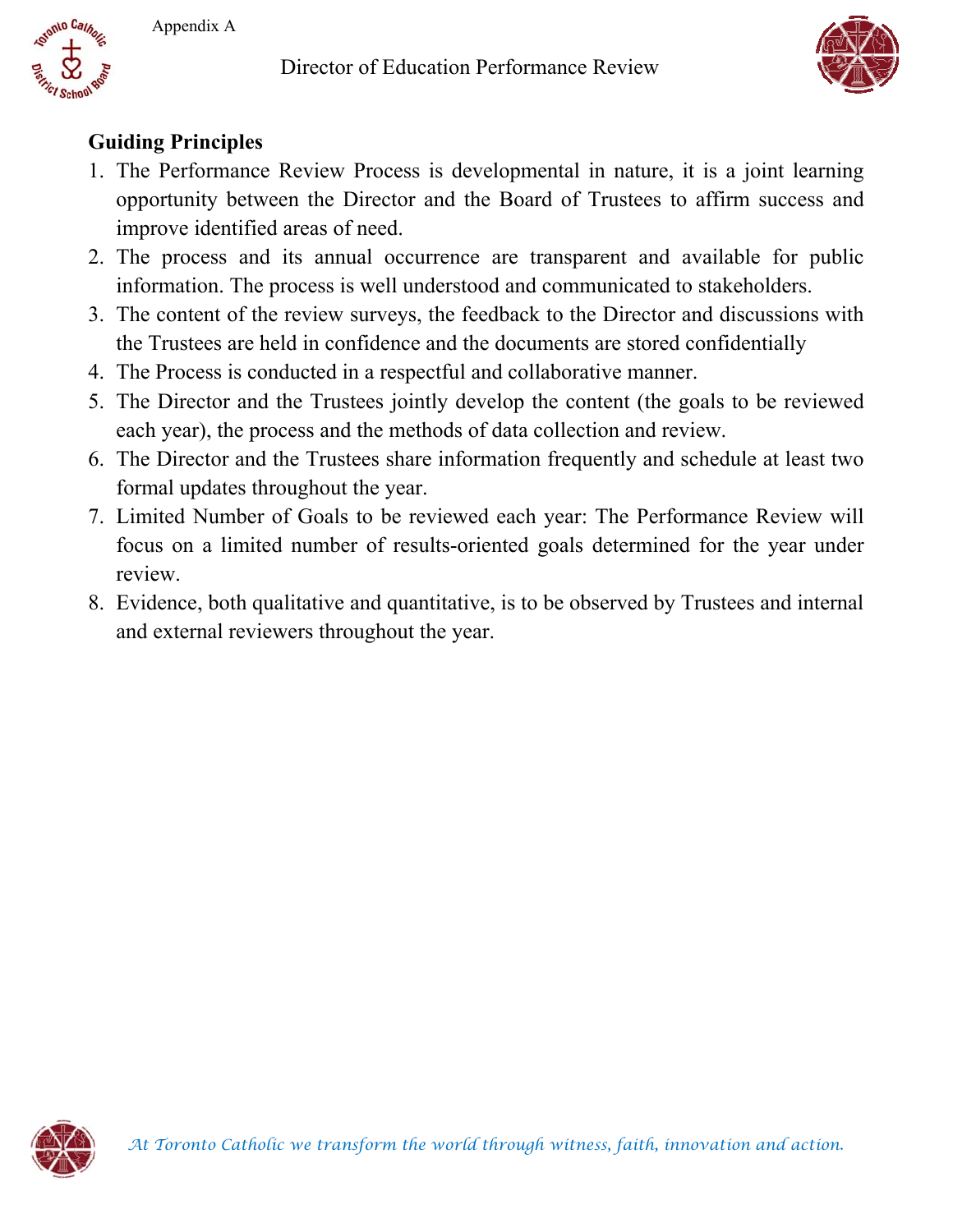Appendix A

# Director of Education Performance Review

## Guiding Principles

1. The Performance Review Process is developmental in nature, it is a joint learning opportunity between the Director and the Board of Trustees to affirm success and improve identified areas of need.
2. The process and its annual occurrence are transparent and available for public information. The process is well understood and communicated to stakeholders.
3. The content of the review surveys, the feedback to the Director and discussions with the Trustees are held in confidence and the documents are stored confidentially
4. The Process is conducted in a respectful and collaborative manner.
5. The Director and the Trustees jointly develop the content (the goals to be reviewed each year), the process and the methods of data collection and review.
6. The Director and the Trustees share information frequently and schedule at least two formal updates throughout the year.
7. Limited Number of Goals to be reviewed each year: The Performance Review will focus on a limited number of results-oriented goals determined for the year under review.
8. Evidence, both qualitative and quantitative, is to be observed by Trustees and internal and external reviewers throughout the year.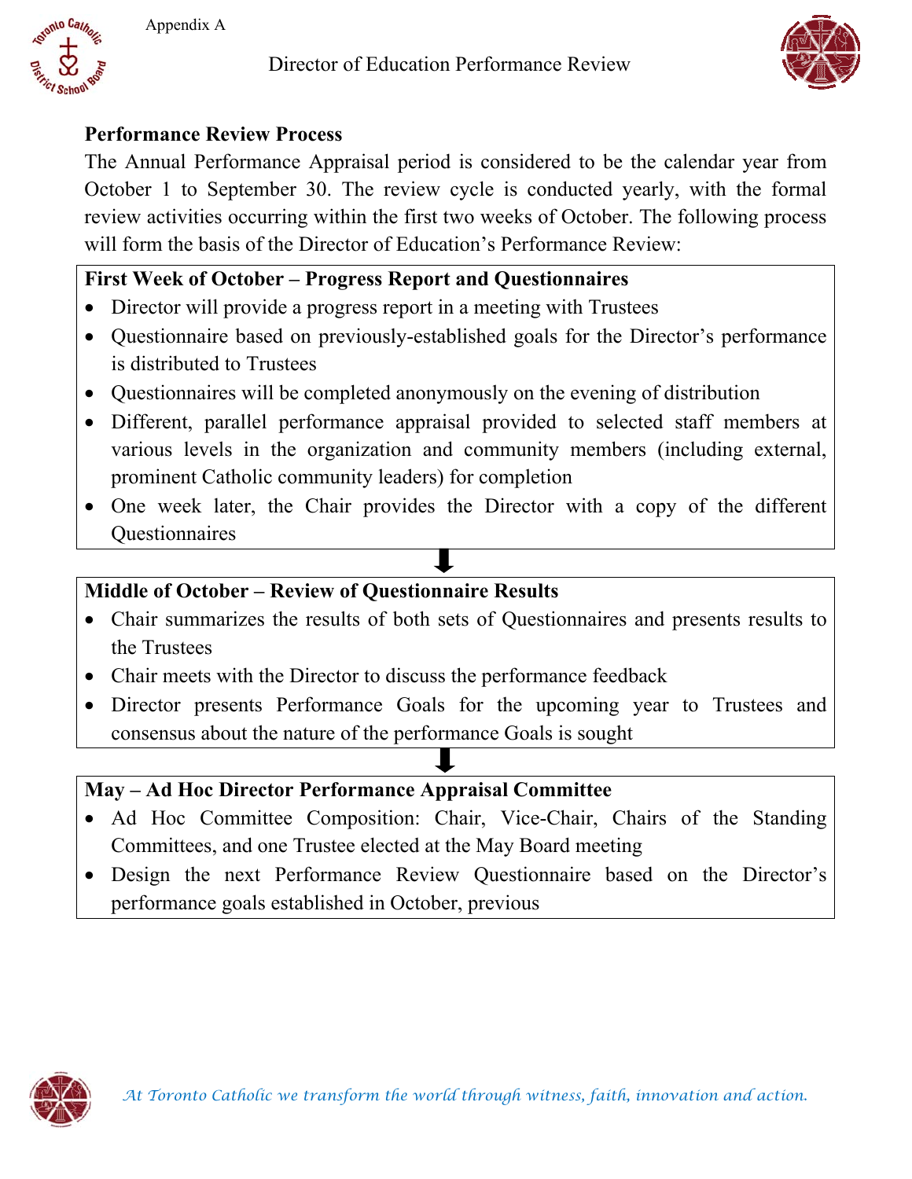Appendix A

# Director of Education Performance Review

## Performance Review Process

The Annual Performance Appraisal period is considered to be the calendar year from October 1 to September 30. The review cycle is conducted yearly, with the formal review activities occurring within the first two weeks of October. The following process will form the basis of the Director of Education's Performance Review:

### First Week of October – Progress Report and Questionnaires

- Director will provide a progress report in a meeting with Trustees
- Questionnaire based on previously-established goals for the Director's performance is distributed to Trustees
- Questionnaires will be completed anonymously on the evening of distribution
- Different, parallel performance appraisal provided to selected staff members at various levels in the organization and community members (including external, prominent Catholic community leaders) for completion
- One week later, the Chair provides the Director with a copy of the different Questionnaires

⬇

### Middle of October – Review of Questionnaire Results

- Chair summarizes the results of both sets of Questionnaires and presents results to the Trustees
- Chair meets with the Director to discuss the performance feedback
- Director presents Performance Goals for the upcoming year to Trustees and consensus about the nature of the performance Goals is sought

⬇

### May – Ad Hoc Director Performance Appraisal Committee

- Ad Hoc Committee Composition: Chair, Vice-Chair, Chairs of the Standing Committees, and one Trustee elected at the May Board meeting
- Design the next Performance Review Questionnaire based on the Director's performance goals established in October, previous